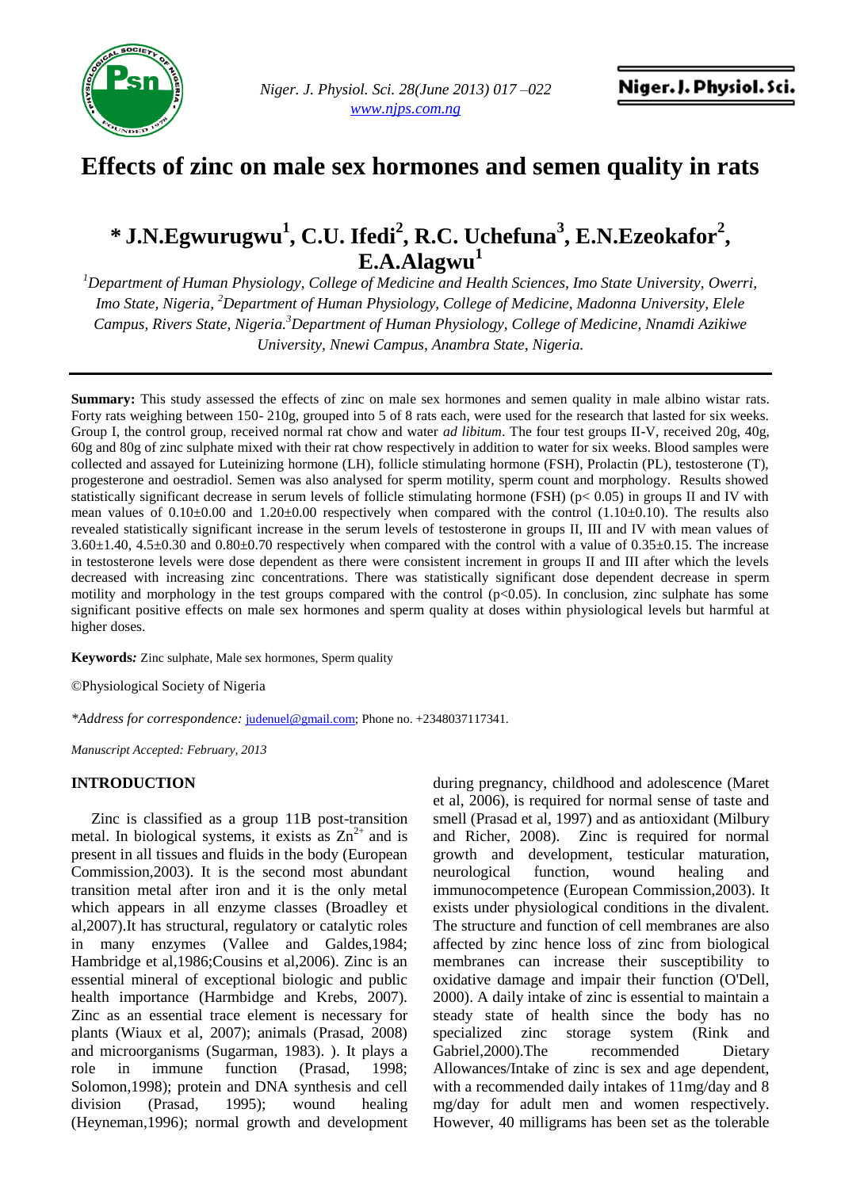# Effects of zinc on male sex hormones and semen quality in rats

## * J.N.Egwurugwu[1], C.U. Ifedi[2], R.C. Uchefuna[3], E.N.Ezeokafor[2], E.A.Alagwu[1]

*[1]Department of Human Physiology, College of Medicine and Health Sciences, Imo State University, Owerri, Imo State, Nigeria, [2]Department of Human Physiology, College of Medicine, Madonna University, Elele Campus, Rivers State, Nigeria.[3]Department of Human Physiology, College of Medicine, Nnamdi Azikiwe University, Nnewi Campus, Anambra State, Nigeria.*

**Summary:** This study assessed the effects of zinc on male sex hormones and semen quality in male albino wistar rats. Forty rats weighing between 150- 210g, grouped into 5 of 8 rats each, were used for the research that lasted for six weeks. Group I, the control group, received normal rat chow and water *ad libitum*. The four test groups II-V, received 20g, 40g, 60g and 80g of zinc sulphate mixed with their rat chow respectively in addition to water for six weeks. Blood samples were collected and assayed for Luteinizing hormone (LH), follicle stimulating hormone (FSH), Prolactin (PL), testosterone (T), progesterone and oestradiol. Semen was also analysed for sperm motility, sperm count and morphology. Results showed statistically significant decrease in serum levels of follicle stimulating hormone (FSH) ($p < 0.05$) in groups II and IV with mean values of 0.10±0.00 and 1.20±0.00 respectively when compared with the control (1.10±0.10). The results also revealed statistically significant increase in the serum levels of testosterone in groups II, III and IV with mean values of 3.60±1.40, 4.5±0.30 and 0.80±0.70 respectively when compared with the control with a value of 0.35±0.15. The increase in testosterone levels were dose dependent as there were consistent increment in groups II and III after which the levels decreased with increasing zinc concentrations. There was statistically significant dose dependent decrease in sperm motility and morphology in the test groups compared with the control ($p<0.05$). In conclusion, zinc sulphate has some significant positive effects on male sex hormones and sperm quality at doses within physiological levels but harmful at higher doses.

**Keywords***:* Zinc sulphate, Male sex hormones, Sperm quality

©Physiological Society of Nigeria

**Address for correspondence:* judenuel@gmail.com; Phone no. +2348037117341.

*Manuscript Accepted: February, 2013*

## INTRODUCTION

Zinc is classified as a group 11B post-transition metal. In biological systems, it exists as $Zn^{2+}$ and is present in all tissues and fluids in the body (European Commission,2003). It is the second most abundant transition metal after iron and it is the only metal which appears in all enzyme classes (Broadley et al,2007).It has structural, regulatory or catalytic roles in many enzymes (Vallee and Galdes,1984; Hambridge et al,1986;Cousins et al,2006). Zinc is an essential mineral of exceptional biologic and public health importance (Harmbidge and Krebs, 2007). Zinc as an essential trace element is necessary for plants (Wiaux et al, 2007); animals (Prasad, 2008) and microorganisms (Sugarman, 1983). ). It plays a role in immune function (Prasad, 1998; Solomon,1998); protein and DNA synthesis and cell division (Prasad, 1995); wound healing (Heyneman,1996); normal growth and development during pregnancy, childhood and adolescence (Maret et al, 2006), is required for normal sense of taste and smell (Prasad et al, 1997) and as antioxidant (Milbury and Richer, 2008). Zinc is required for normal growth and development, testicular maturation, neurological function, wound healing and immunocompetence (European Commission,2003). It exists under physiological conditions in the divalent. The structure and function of cell membranes are also affected by zinc hence loss of zinc from biological membranes can increase their susceptibility to oxidative damage and impair their function (O'Dell, 2000). A daily intake of zinc is essential to maintain a steady state of health since the body has no specialized zinc storage system (Rink and Gabriel,2000).The recommended Dietary Allowances/Intake of zinc is sex and age dependent, with a recommended daily intakes of 11mg/day and 8 mg/day for adult men and women respectively. However, 40 milligrams has been set as the tolerable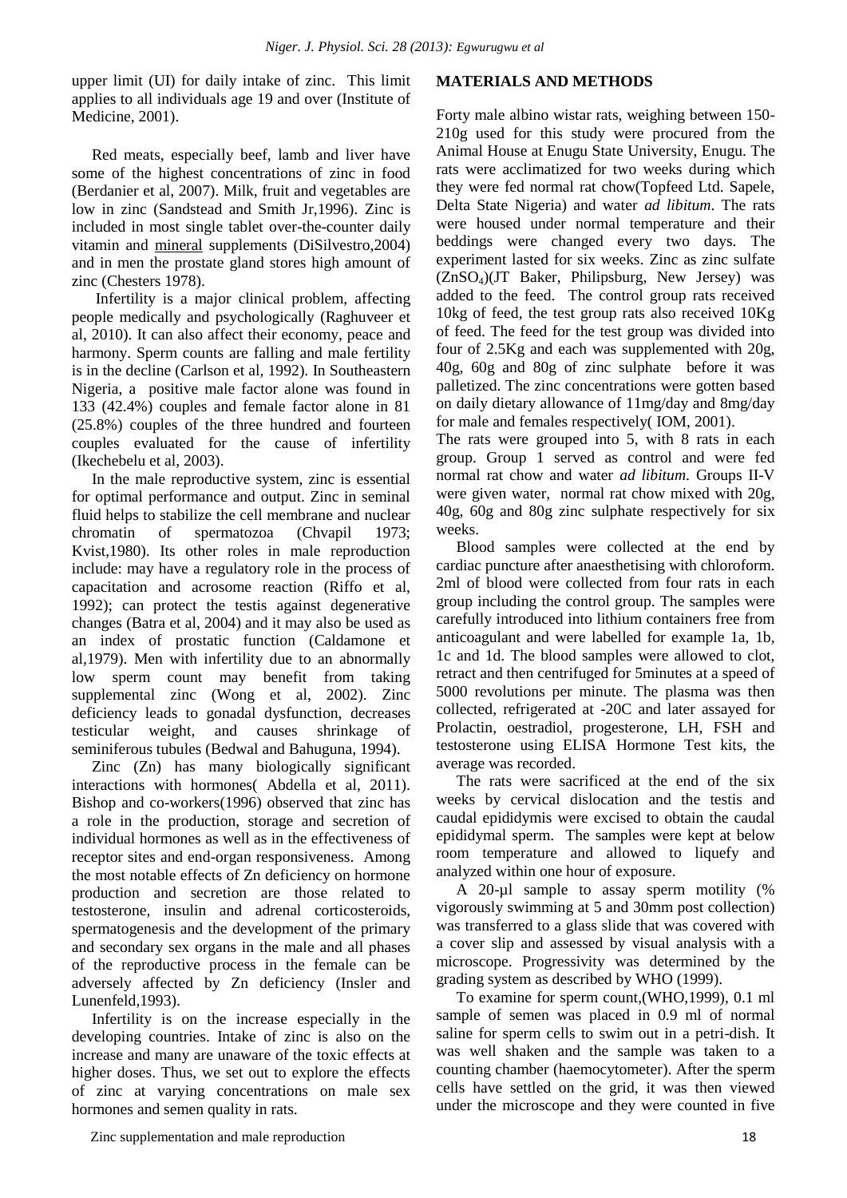upper limit (UI) for daily intake of zinc. This limit applies to all individuals age 19 and over (Institute of Medicine, 2001).

Red meats, especially beef, lamb and liver have some of the highest concentrations of zinc in food (Berdanier et al, 2007). Milk, fruit and vegetables are low in zinc (Sandstead and Smith Jr,1996). Zinc is included in most single tablet over-the-counter daily vitamin and mineral supplements (DiSilvestro,2004) and in men the prostate gland stores high amount of zinc (Chesters 1978).

Infertility is a major clinical problem, affecting people medically and psychologically (Raghuveer et al, 2010). It can also affect their economy, peace and harmony. Sperm counts are falling and male fertility is in the decline (Carlson et al, 1992). In Southeastern Nigeria, a positive male factor alone was found in 133 (42.4%) couples and female factor alone in 81 (25.8%) couples of the three hundred and fourteen couples evaluated for the cause of infertility (Ikechebelu et al, 2003).

In the male reproductive system, zinc is essential for optimal performance and output. Zinc in seminal fluid helps to stabilize the cell membrane and nuclear chromatin of spermatozoa (Chvapil 1973; Kvist,1980). Its other roles in male reproduction include: may have a regulatory role in the process of capacitation and acrosome reaction (Riffo et al, 1992); can protect the testis against degenerative changes (Batra et al, 2004) and it may also be used as an index of prostatic function (Caldamone et al,1979). Men with infertility due to an abnormally low sperm count may benefit from taking supplemental zinc (Wong et al, 2002). Zinc deficiency leads to gonadal dysfunction, decreases testicular weight, and causes shrinkage of seminiferous tubules (Bedwal and Bahuguna, 1994).

Zinc (Zn) has many biologically significant interactions with hormones( Abdella et al, 2011). Bishop and co-workers(1996) observed that zinc has a role in the production, storage and secretion of individual hormones as well as in the effectiveness of receptor sites and end-organ responsiveness. Among the most notable effects of Zn deficiency on hormone production and secretion are those related to testosterone, insulin and adrenal corticosteroids, spermatogenesis and the development of the primary and secondary sex organs in the male and all phases of the reproductive process in the female can be adversely affected by Zn deficiency (Insler and Lunenfeld,1993).

Infertility is on the increase especially in the developing countries. Intake of zinc is also on the increase and many are unaware of the toxic effects at higher doses. Thus, we set out to explore the effects of zinc at varying concentrations on male sex hormones and semen quality in rats.

## MATERIALS AND METHODS

Forty male albino wistar rats, weighing between 150-210g used for this study were procured from the Animal House at Enugu State University, Enugu. The rats were acclimatized for two weeks during which they were fed normal rat chow(Topfeed Ltd. Sapele, Delta State Nigeria) and water *ad libitum*. The rats were housed under normal temperature and their beddings were changed every two days. The experiment lasted for six weeks. Zinc as zinc sulfate ($ZnSO_4$)(JT Baker, Philipsburg, New Jersey) was added to the feed. The control group rats received 10kg of feed, the test group rats also received 10Kg of feed. The feed for the test group was divided into four of 2.5Kg and each was supplemented with 20g, 40g, 60g and 80g of zinc sulphate before it was palletized. The zinc concentrations were gotten based on daily dietary allowance of 11mg/day and 8mg/day for male and females respectively( IOM, 2001).

The rats were grouped into 5, with 8 rats in each group. Group 1 served as control and were fed normal rat chow and water *ad libitum*. Groups II-V were given water, normal rat chow mixed with 20g, 40g, 60g and 80g zinc sulphate respectively for six weeks.

Blood samples were collected at the end by cardiac puncture after anaesthetising with chloroform. 2ml of blood were collected from four rats in each group including the control group. The samples were carefully introduced into lithium containers free from anticoagulant and were labelled for example 1a, 1b, 1c and 1d. The blood samples were allowed to clot, retract and then centrifuged for 5minutes at a speed of 5000 revolutions per minute. The plasma was then collected, refrigerated at -20C and later assayed for Prolactin, oestradiol, progesterone, LH, FSH and testosterone using ELISA Hormone Test kits, the average was recorded.

The rats were sacrificed at the end of the six weeks by cervical dislocation and the testis and caudal epididymis were excised to obtain the caudal epididymal sperm. The samples were kept at below room temperature and allowed to liquefy and analyzed within one hour of exposure.

A 20-µl sample to assay sperm motility (% vigorously swimming at 5 and 30mm post collection) was transferred to a glass slide that was covered with a cover slip and assessed by visual analysis with a microscope. Progressivity was determined by the grading system as described by WHO (1999).

To examine for sperm count,(WHO,1999), 0.1 ml sample of semen was placed in 0.9 ml of normal saline for sperm cells to swim out in a petri-dish. It was well shaken and the sample was taken to a counting chamber (haemocytometer). After the sperm cells have settled on the grid, it was then viewed under the microscope and they were counted in five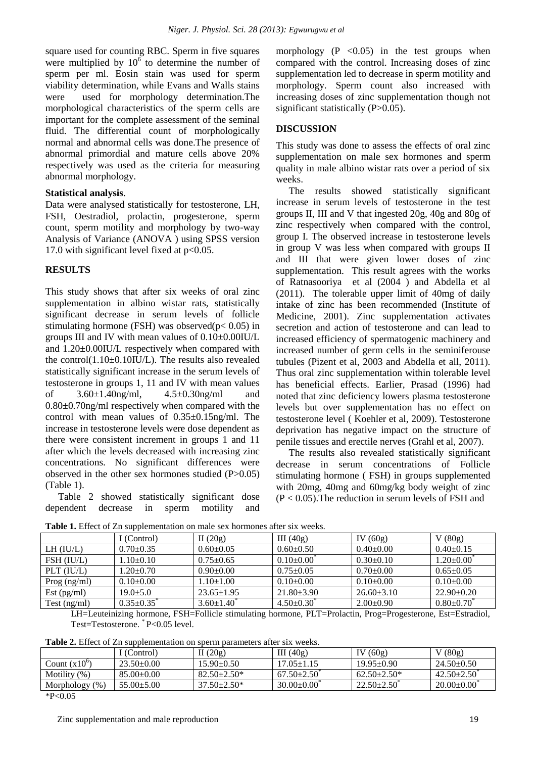square used for counting RBC. Sperm in five squares were multiplied by $10^6$ to determine the number of sperm per ml. Eosin stain was used for sperm viability determination, while Evans and Walls stains were used for morphology determination.The morphological characteristics of the sperm cells are important for the complete assessment of the seminal fluid. The differential count of morphologically normal and abnormal cells was done.The presence of abnormal primordial and mature cells above 20% respectively was used as the criteria for measuring abnormal morphology.

**Statistical analysis**.

Data were analysed statistically for testosterone, LH, FSH, Oestradiol, prolactin, progesterone, sperm count, sperm motility and morphology by two-way Analysis of Variance (ANOVA ) using SPSS version 17.0 with significant level fixed at $p<0.05$.

## RESULTS

This study shows that after six weeks of oral zinc supplementation in albino wistar rats, statistically significant decrease in serum levels of follicle stimulating hormone (FSH) was observed($p< 0.05$) in groups III and IV with mean values of 0.10±0.00IU/L and 1.20±0.00IU/L respectively when compared with the control(1.10±0.10IU/L). The results also revealed statistically significant increase in the serum levels of testosterone in groups 1, 11 and IV with mean values of 3.60±1.40ng/ml, 4.5±0.30ng/ml and 0.80±0.70ng/ml respectively when compared with the control with mean values of 0.35±0.15ng/ml. The increase in testosterone levels were dose dependent as there were consistent increment in groups 1 and 11 after which the levels decreased with increasing zinc concentrations. No significant differences were observed in the other sex hormones studied (P>0.05) (Table 1).

Table 2 showed statistically significant dose dependent decrease in sperm motility and morphology (P <0.05) in the test groups when compared with the control. Increasing doses of zinc supplementation led to decrease in sperm motility and morphology. Sperm count also increased with increasing doses of zinc supplementation though not significant statistically (P>0.05).

## DISCUSSION

This study was done to assess the effects of oral zinc supplementation on male sex hormones and sperm quality in male albino wistar rats over a period of six weeks.

The results showed statistically significant increase in serum levels of testosterone in the test groups II, III and V that ingested 20g, 40g and 80g of zinc respectively when compared with the control, group I. The observed increase in testosterone levels in group V was less when compared with groups II and III that were given lower doses of zinc supplementation. This result agrees with the works of Ratnasooriya et al (2004 ) and Abdella et al (2011). The tolerable upper limit of 40mg of daily intake of zinc has been recommended (Institute of Medicine, 2001). Zinc supplementation activates secretion and action of testosterone and can lead to increased efficiency of spermatogenic machinery and increased number of germ cells in the seminiferouse tubules (Pizent et al, 2003 and Abdella et all, 2011). Thus oral zinc supplementation within tolerable level has beneficial effects. Earlier, Prasad (1996) had noted that zinc deficiency lowers plasma testosterone levels but over supplementation has no effect on testosterone level ( Koehler et al, 2009). Testosterone deprivation has negative impact on the structure of penile tissues and erectile nerves (Grahl et al, 2007).

The results also revealed statistically significant decrease in serum concentrations of Follicle stimulating hormone ( FSH) in groups supplemented with 20mg, 40mg and 60mg/kg body weight of zinc (P < 0.05).The reduction in serum levels of FSH and

**Table 1.** Effect of Zn supplementation on male sex hormones after six weeks.

| | I (Control) | II (20g) | III (40g) | IV (60g) | V (80g) |
|---|---|---|---|---|---|
| LH (IU/L) | 0.70±0.35 | 0.60±0.05 | 0.60±0.50 | 0.40±0.00 | 0.40±0.15 |
| FSH (IU/L) | 1.10±0.10 | 0.75±0.65 | 0.10±0.00* | 0.30±0.10 | 1.20±0.00* |
| PLT (IU/L) | 1.20±0.70 | 0.90±0.00 | 0.75±0.05 | 0.70±0.00 | 0.65±0.05 |
| Prog (ng/ml) | 0.10±0.00 | 1.10±1.00 | 0.10±0.00 | 0.10±0.00 | 0.10±0.00 |
| Est (pg/ml) | 19.0±5.0 | 23.65±1.95 | 21.80±3.90 | 26.60±3.10 | 22.90±0.20 |
| Test (ng/ml) | 0.35±0.35* | 3.60±1.40* | 4.50±0.30* | 2.00±0.90 | 0.80±0.70* |

LH=Leuteinizing hormone, FSH=Follicle stimulating hormone, PLT=Prolactin, Prog=Progesterone, Est=Estradiol, Test=Testosterone. * P<0.05 level.

**Table 2.** Effect of Zn supplementation on sperm parameters after six weeks.

| | I (Control) | II (20g) | III (40g) | IV (60g) | V (80g) |
|---|---|---|---|---|---|
| Count ($x10^6$) | 23.50±0.00 | 15.90±0.50 | 17.05±1.15 | 19.95±0.90 | 24.50±0.50 |
| Motility (%) | 85.00±0.00 | 82.50±2.50* | 67.50±2.50* | 62.50±2.50* | 42.50±2.50* |
| Morphology (%) | 55.00±5.00 | 37.50±2.50* | 30.00±0.00* | 22.50±2.50* | 20.00±0.00* |

*P<0.05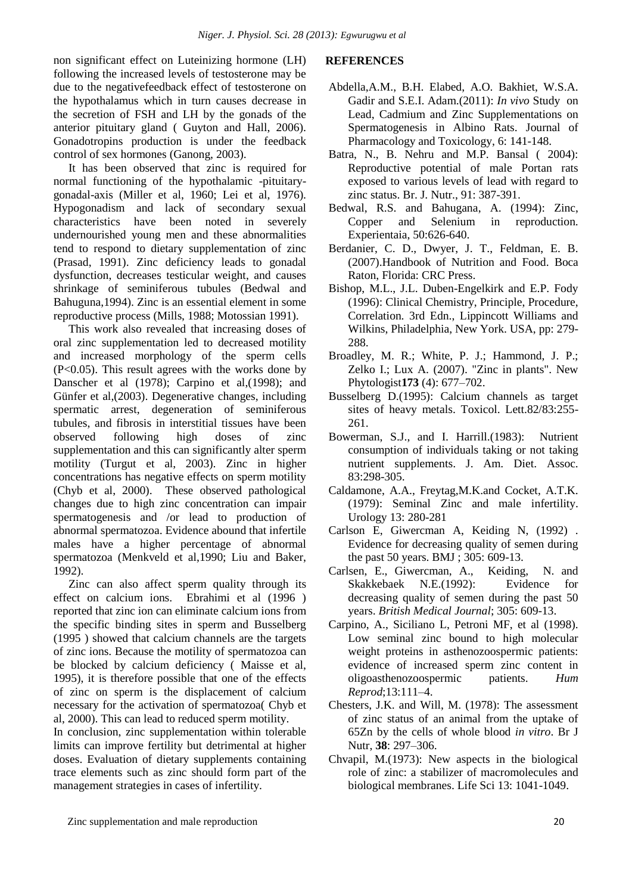non significant effect on Luteinizing hormone (LH) following the increased levels of testosterone may be due to the negativefeedback effect of testosterone on the hypothalamus which in turn causes decrease in the secretion of FSH and LH by the gonads of the anterior pituitary gland ( Guyton and Hall, 2006). Gonadotropins production is under the feedback control of sex hormones (Ganong, 2003).

It has been observed that zinc is required for normal functioning of the hypothalamic -pituitary-gonadal-axis (Miller et al, 1960; Lei et al, 1976). Hypogonadism and lack of secondary sexual characteristics have been noted in severely undernourished young men and these abnormalities tend to respond to dietary supplementation of zinc (Prasad, 1991). Zinc deficiency leads to gonadal dysfunction, decreases testicular weight, and causes shrinkage of seminiferous tubules (Bedwal and Bahuguna,1994). Zinc is an essential element in some reproductive process (Mills, 1988; Motossian 1991).

This work also revealed that increasing doses of oral zinc supplementation led to decreased motility and increased morphology of the sperm cells ($P<0.05$). This result agrees with the works done by Danscher et al (1978); Carpino et al,(1998); and Günfer et al,(2003). Degenerative changes, including spermatic arrest, degeneration of seminiferous tubules, and fibrosis in interstitial tissues have been observed following high doses of zinc supplementation and this can significantly alter sperm motility (Turgut et al, 2003). Zinc in higher concentrations has negative effects on sperm motility (Chyb et al, 2000). These observed pathological changes due to high zinc concentration can impair spermatogenesis and /or lead to production of abnormal spermatozoa. Evidence abound that infertile males have a higher percentage of abnormal spermatozoa (Menkveld et al,1990; Liu and Baker, 1992).

Zinc can also affect sperm quality through its effect on calcium ions. Ebrahimi et al (1996 ) reported that zinc ion can eliminate calcium ions from the specific binding sites in sperm and Busselberg (1995 ) showed that calcium channels are the targets of zinc ions. Because the motility of spermatozoa can be blocked by calcium deficiency ( Maisse et al, 1995), it is therefore possible that one of the effects of zinc on sperm is the displacement of calcium necessary for the activation of spermatozoa( Chyb et al, 2000). This can lead to reduced sperm motility.

In conclusion, zinc supplementation within tolerable limits can improve fertility but detrimental at higher doses. Evaluation of dietary supplements containing trace elements such as zinc should form part of the management strategies in cases of infertility.

## REFERENCES

Abdella,A.M., B.H. Elabed, A.O. Bakhiet, W.S.A. Gadir and S.E.I. Adam.(2011): *In vivo* Study on Lead, Cadmium and Zinc Supplementations on Spermatogenesis in Albino Rats. Journal of Pharmacology and Toxicology, 6: 141-148.

Batra, N., B. Nehru and M.P. Bansal ( 2004): Reproductive potential of male Portan rats exposed to various levels of lead with regard to zinc status. Br. J. Nutr., 91: 387-391.

Bedwal, R.S. and Bahugana, A. (1994): Zinc, Copper and Selenium in reproduction. Experientaia, 50:626-640.

Berdanier, C. D., Dwyer, J. T., Feldman, E. B. (2007).Handbook of Nutrition and Food. Boca Raton, Florida: CRC Press.

Bishop, M.L., J.L. Duben-Engelkirk and E.P. Fody (1996): Clinical Chemistry, Principle, Procedure, Correlation. 3rd Edn., Lippincott Williams and Wilkins, Philadelphia, New York. USA, pp: 279-288.

Broadley, M. R.; White, P. J.; Hammond, J. P.; Zelko I.; Lux A. (2007). "Zinc in plants". New Phytologist**173** (4): 677–702.

Busselberg D.(1995): Calcium channels as target sites of heavy metals. Toxicol. Lett.82/83:255-261.

Bowerman, S.J., and I. Harrill.(1983): Nutrient consumption of individuals taking or not taking nutrient supplements. J. Am. Diet. Assoc. 83:298-305.

Caldamone, A.A., Freytag,M.K.and Cocket, A.T.K. (1979): Seminal Zinc and male infertility. Urology 13: 280-281

Carlson E, Giwercman A, Keiding N, (1992) . Evidence for decreasing quality of semen during the past 50 years. BMJ ; 305: 609-13.

Carlsen, E., Giwercman, A., Keiding, N. and Skakkebaek N.E.(1992): Evidence for decreasing quality of semen during the past 50 years. *British Medical Journal*; 305: 609-13.

Carpino, A., Siciliano L, Petroni MF, et al (1998). Low seminal zinc bound to high molecular weight proteins in asthenozoospermic patients: evidence of increased sperm zinc content in oligoasthenozoospermic patients. *Hum Reprod*;13:111–4.

Chesters, J.K. and Will, M. (1978): The assessment of zinc status of an animal from the uptake of 65Zn by the cells of whole blood *in vitro*. Br J Nutr, **38**: 297–306.

Chvapil, M.(1973): New aspects in the biological role of zinc: a stabilizer of macromolecules and biological membranes. Life Sci 13: 1041-1049.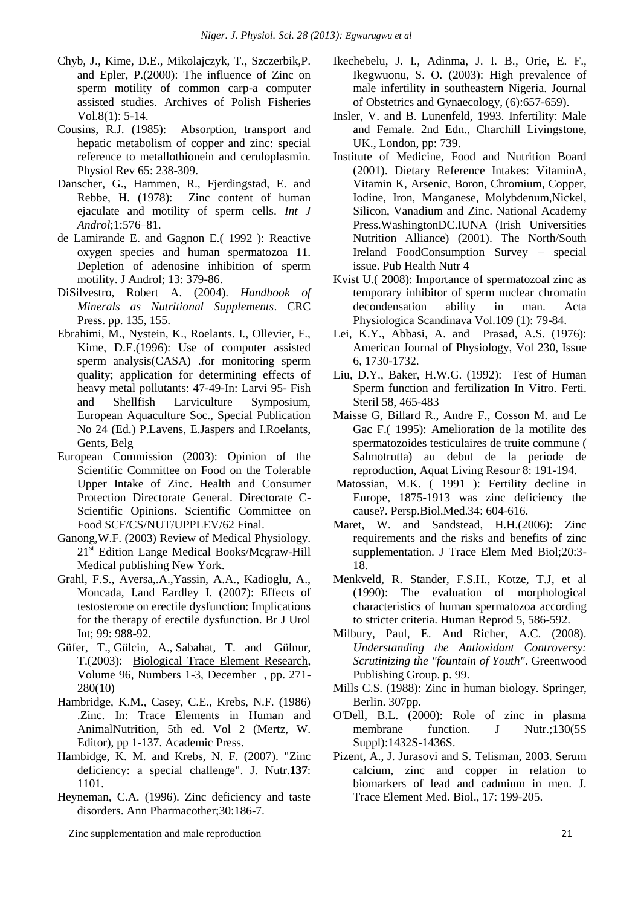Chyb, J., Kime, D.E., Mikolajczyk, T., Szczerbik,P. and Epler, P.(2000): The influence of Zinc on sperm motility of common carp-a computer assisted studies. Archives of Polish Fisheries Vol.8(1): 5-14.

Cousins, R.J. (1985): Absorption, transport and hepatic metabolism of copper and zinc: special reference to metallothionein and ceruloplasmin. Physiol Rev 65: 238-309.

Danscher, G., Hammen, R., Fjerdingstad, E. and Rebbe, H. (1978): Zinc content of human ejaculate and motility of sperm cells. *Int J Androl*;1:576–81.

de Lamirande E. and Gagnon E.( 1992 ): Reactive oxygen species and human spermatozoa 11. Depletion of adenosine inhibition of sperm motility. J Androl; 13: 379-86.

DiSilvestro, Robert A. (2004). *Handbook of Minerals as Nutritional Supplements*. CRC Press. pp. 135, 155.

Ebrahimi, M., Nystein, K., Roelants. I., Ollevier, F., Kime, D.E.(1996): Use of computer assisted sperm analysis(CASA) .for monitoring sperm quality; application for determining effects of heavy metal pollutants: 47-49-In: Larvi 95- Fish and Shellfish Larviculture Symposium, European Aquaculture Soc., Special Publication No 24 (Ed.) P.Lavens, E.Jaspers and I.Roelants, Gents, Belg

European Commission (2003): Opinion of the Scientific Committee on Food on the Tolerable Upper Intake of Zinc. Health and Consumer Protection Directorate General. Directorate C-Scientific Opinions. Scientific Committee on Food SCF/CS/NUT/UPPLEV/62 Final.

Ganong,W.F. (2003) Review of Medical Physiology. 21st Edition Lange Medical Books/Mcgraw-Hill Medical publishing New York.

Grahl, F.S., Aversa,.A.,Yassin, A.A., Kadioglu, A., Moncada, I.and Eardley I. (2007): Effects of testosterone on erectile dysfunction: Implications for the therapy of erectile dysfunction. Br J Urol Int; 99: 988-92.

Güfer, T., Gülcin, A., Sabahat, T. and Gülnur, T.(2003): Biological Trace Element Research, Volume 96, Numbers 1-3, December , pp. 271-280(10)

Hambridge, K.M., Casey, C.E., Krebs, N.F. (1986) .Zinc. In: Trace Elements in Human and AnimalNutrition, 5th ed. Vol 2 (Mertz, W. Editor), pp 1-137. Academic Press.

Hambidge, K. M. and Krebs, N. F. (2007). "Zinc deficiency: a special challenge". J. Nutr.**137**: 1101.

Heyneman, C.A. (1996). Zinc deficiency and taste disorders. Ann Pharmacother;30:186-7.

Ikechebelu, J. I., Adinma, J. I. B., Orie, E. F., Ikegwuonu, S. O. (2003): High prevalence of male infertility in southeastern Nigeria. Journal of Obstetrics and Gynaecology, (6):657-659).

Insler, V. and B. Lunenfeld, 1993. Infertility: Male and Female. 2nd Edn., Charchill Livingstone, UK., London, pp: 739.

Institute of Medicine, Food and Nutrition Board (2001). Dietary Reference Intakes: VitaminA, Vitamin K, Arsenic, Boron, Chromium, Copper, Iodine, Iron, Manganese, Molybdenum,Nickel, Silicon, Vanadium and Zinc. National Academy Press.WashingtonDC.IUNA (Irish Universities Nutrition Alliance) (2001). The North/South Ireland FoodConsumption Survey – special issue. Pub Health Nutr 4

Kvist U.( 2008): Importance of spermatozoal zinc as temporary inhibitor of sperm nuclear chromatin decondensation ability in man. Acta Physiologica Scandinava Vol.109 (1): 79-84.

Lei, K.Y., Abbasi, A. and Prasad, A.S. (1976): American Journal of Physiology, Vol 230, Issue 6, 1730-1732.

Liu, D.Y., Baker, H.W.G. (1992): Test of Human Sperm function and fertilization In Vitro. Ferti. Steril 58, 465-483

Maisse G, Billard R., Andre F., Cosson M. and Le Gac F.( 1995): Amelioration de la motilite des spermatozoides testiculaires de truite commune ( Salmotrutta) au debut de la periode de reproduction, Aquat Living Resour 8: 191-194.

Matossian, M.K. ( 1991 ): Fertility decline in Europe, 1875-1913 was zinc deficiency the cause?. Persp.Biol.Med.34: 604-616.

Maret, W. and Sandstead, H.H.(2006): Zinc requirements and the risks and benefits of zinc supplementation. J Trace Elem Med Biol;20:3-18.

Menkveld, R. Stander, F.S.H., Kotze, T.J, et al (1990): The evaluation of morphological characteristics of human spermatozoa according to stricter criteria. Human Reprod 5, 586-592.

Milbury, Paul, E. And Richer, A.C. (2008). *Understanding the Antioxidant Controversy: Scrutinizing the "fountain of Youth"*. Greenwood Publishing Group. p. 99.

Mills C.S. (1988): Zinc in human biology. Springer, Berlin. 307pp.

O'Dell, B.L. (2000): Role of zinc in plasma membrane function. J Nutr.;130(5S Suppl):1432S-1436S.

Pizent, A., J. Jurasovi and S. Telisman, 2003. Serum calcium, zinc and copper in relation to biomarkers of lead and cadmium in men. J. Trace Element Med. Biol., 17: 199-205.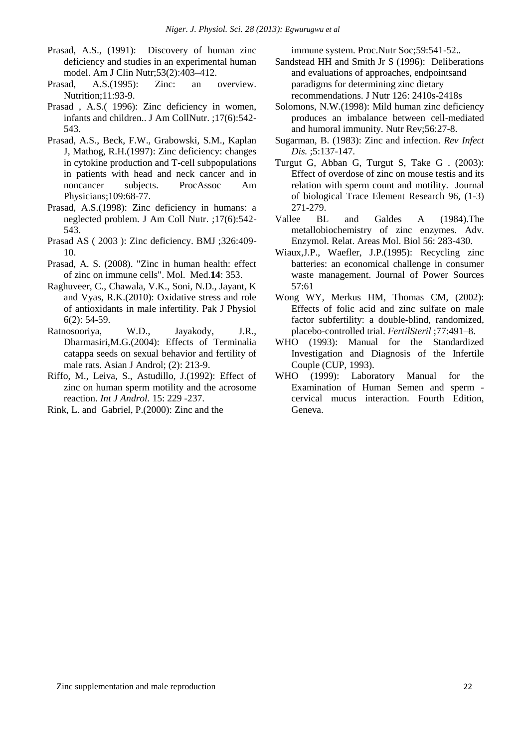Prasad, A.S., (1991): Discovery of human zinc deficiency and studies in an experimental human model. Am J Clin Nutr;53(2):403–412.

Prasad, A.S.(1995): Zinc: an overview. Nutrition;11:93-9.

Prasad , A.S.( 1996): Zinc deficiency in women, infants and children.. J Am CollNutr. ;17(6):542-543.

Prasad, A.S., Beck, F.W., Grabowski, S.M., Kaplan J, Mathog, R.H.(1997): Zinc deficiency: changes in cytokine production and T-cell subpopulations in patients with head and neck cancer and in noncancer subjects. ProcAssoc Am Physicians;109:68-77.

Prasad, A.S.(1998): Zinc deficiency in humans: a neglected problem. J Am Coll Nutr. ;17(6):542-543.

Prasad AS ( 2003 ): Zinc deficiency. BMJ ;326:409-10.

Prasad, A. S. (2008). "Zinc in human health: effect of zinc on immune cells". Mol. Med.**14**: 353.

Raghuveer, C., Chawala, V.K., Soni, N.D., Jayant, K and Vyas, R.K.(2010): Oxidative stress and role of antioxidants in male infertility. Pak J Physiol 6(2): 54-59.

Ratnosooriya, W.D., Jayakody, J.R., Dharmasiri,M.G.(2004): Effects of Terminalia catappa seeds on sexual behavior and fertility of male rats. Asian J Androl; (2): 213-9.

Riffo, M., Leiva, S., Astudillo, J.(1992): Effect of zinc on human sperm motility and the acrosome reaction. *Int J Androl.* 15: 229 -237.

Rink, L. and Gabriel, P.(2000): Zinc and the immune system. Proc.Nutr Soc;59:541-52..

Sandstead HH and Smith Jr S (1996): Deliberations and evaluations of approaches, endpointsand paradigms for determining zinc dietary recommendations. J Nutr 126: 2410s-2418s

Solomons, N.W.(1998): Mild human zinc deficiency produces an imbalance between cell-mediated and humoral immunity. Nutr Rev;56:27-8.

Sugarman, B. (1983): Zinc and infection. *Rev Infect Dis.* ;5:137-147.

Turgut G, Abban G, Turgut S, Take G . (2003): Effect of overdose of zinc on mouse testis and its relation with sperm count and motility. Journal of biological Trace Element Research 96, (1-3) 271-279.

Vallee BL and Galdes A (1984).The metallobiochemistry of zinc enzymes. Adv. Enzymol. Relat. Areas Mol. Biol 56: 283-430.

Wiaux,J.P., Waefler, J.P.(1995): Recycling zinc batteries: an economical challenge in consumer waste management. Journal of Power Sources 57:61

Wong WY, Merkus HM, Thomas CM, (2002): Effects of folic acid and zinc sulfate on male factor subfertility: a double-blind, randomized, placebo-controlled trial. *FertilSteril* ;77:491–8.

WHO (1993): Manual for the Standardized Investigation and Diagnosis of the Infertile Couple (CUP, 1993).

WHO (1999): Laboratory Manual for the Examination of Human Semen and sperm - cervical mucus interaction. Fourth Edition, Geneva.